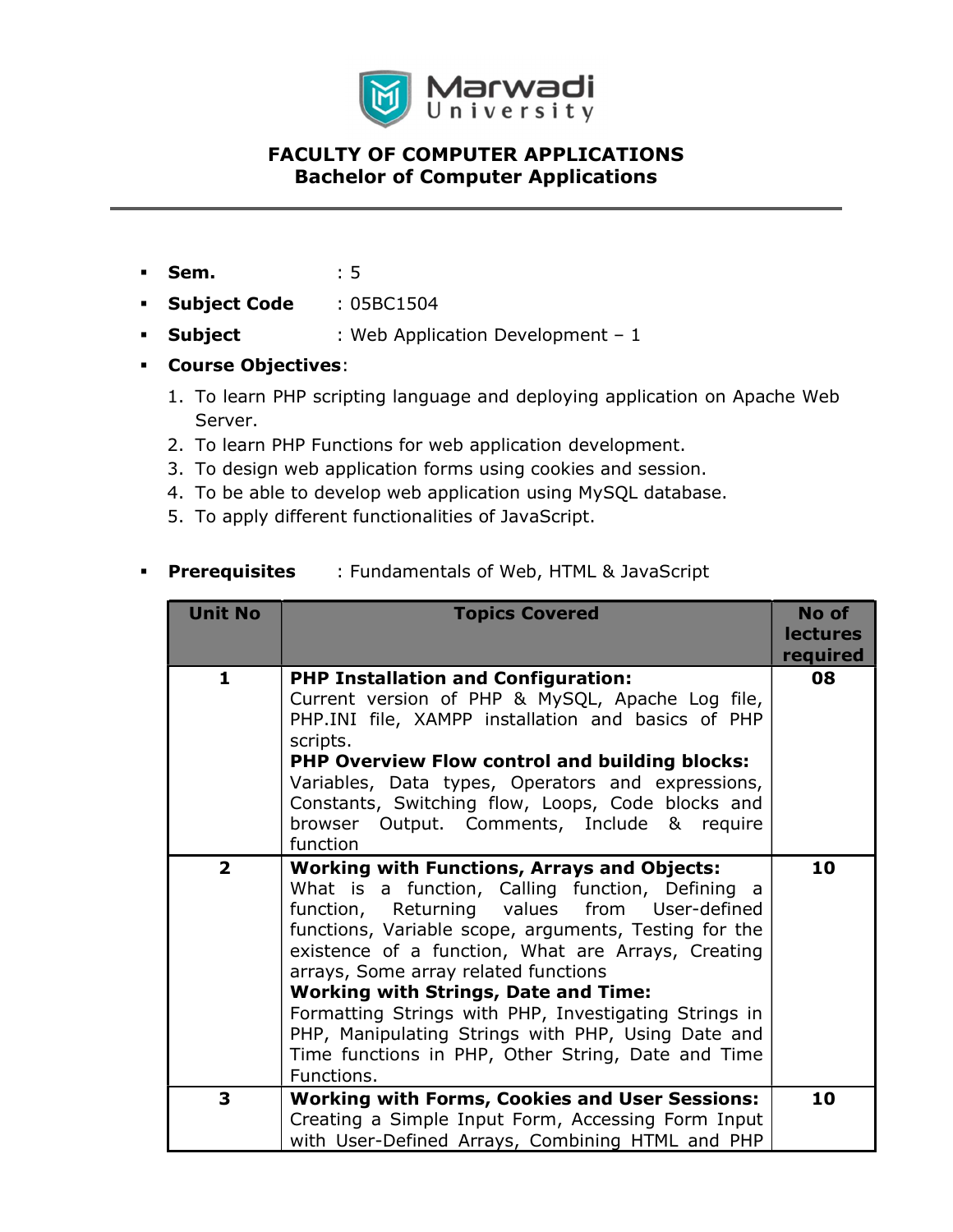# FACULTY OF COMPUTER APPLICATIONS
## Bachelor of Computer Applications

- **Sem.** : 5
- **Subject Code** : 05BC1504
- **Subject** : Web Application Development – 1
- **Course Objectives**:
  1. To learn PHP scripting language and deploying application on Apache Web Server.
  2. To learn PHP Functions for web application development.
  3. To design web application forms using cookies and session.
  4. To be able to develop web application using MySQL database.
  5. To apply different functionalities of JavaScript.
- **Prerequisites** : Fundamentals of Web, HTML & JavaScript

| Unit No | Topics Covered | No of lectures required |
|---|---|---|
| 1 | **PHP Installation and Configuration:** Current version of PHP & MySQL, Apache Log file, PHP.INI file, XAMPP installation and basics of PHP scripts. **PHP Overview Flow control and building blocks:** Variables, Data types, Operators and expressions, Constants, Switching flow, Loops, Code blocks and browser Output. Comments, Include & require function | 08 |
| 2 | **Working with Functions, Arrays and Objects:** What is a function, Calling function, Defining a function, Returning values from User-defined functions, Variable scope, arguments, Testing for the existence of a function, What are Arrays, Creating arrays, Some array related functions **Working with Strings, Date and Time:** Formatting Strings with PHP, Investigating Strings in PHP, Manipulating Strings with PHP, Using Date and Time functions in PHP, Other String, Date and Time Functions. | 10 |
| 3 | **Working with Forms, Cookies and User Sessions:** Creating a Simple Input Form, Accessing Form Input with User-Defined Arrays, Combining HTML and PHP | 10 |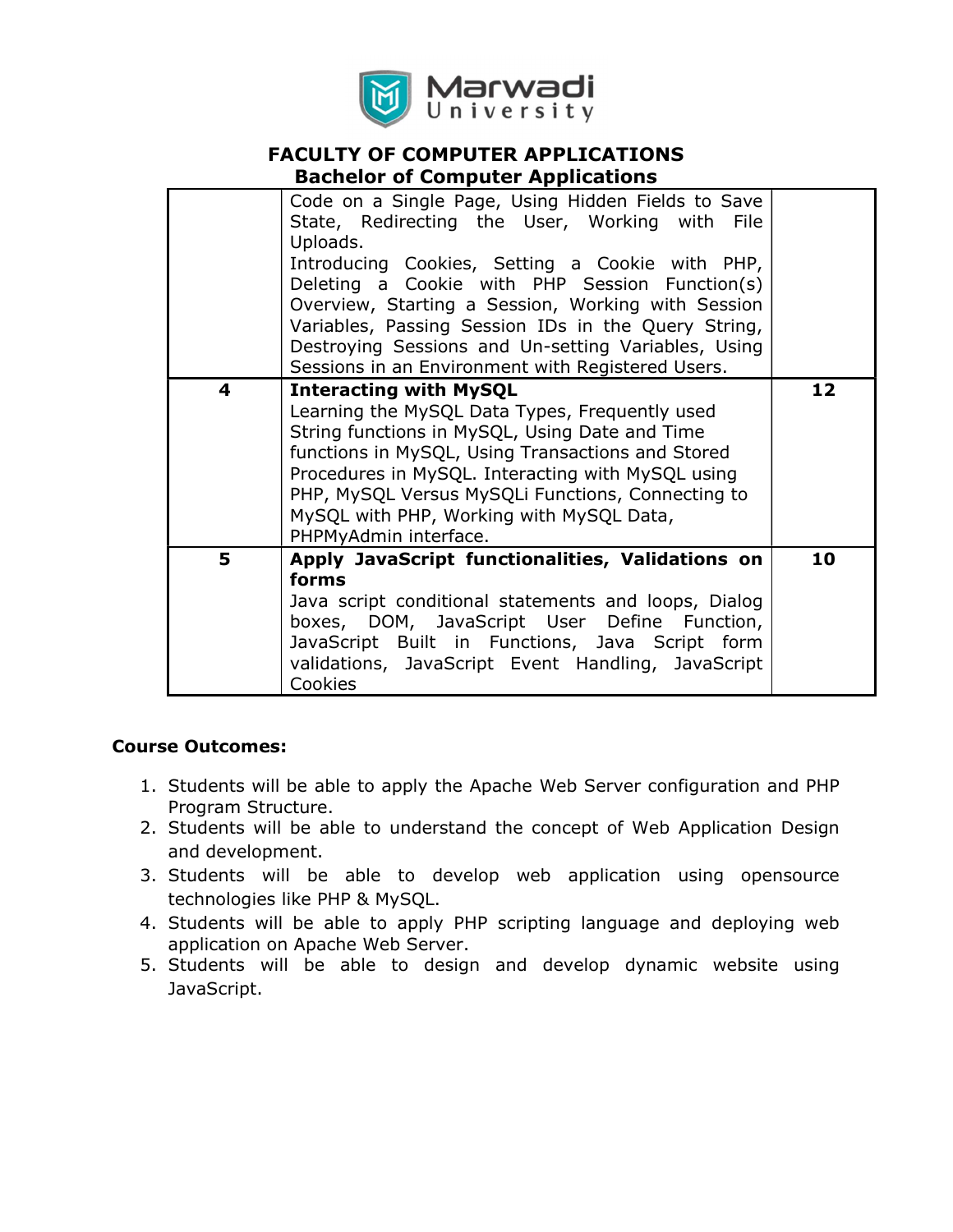# FACULTY OF COMPUTER APPLICATIONS

## Bachelor of Computer Applications

| | | |
|---|---|---|
| | Code on a Single Page, Using Hidden Fields to Save State, Redirecting the User, Working with File Uploads. Introducing Cookies, Setting a Cookie with PHP, Deleting a Cookie with PHP Session Function(s) Overview, Starting a Session, Working with Session Variables, Passing Session IDs in the Query String, Destroying Sessions and Un-setting Variables, Using Sessions in an Environment with Registered Users. | |
| **4** | **Interacting with MySQL** Learning the MySQL Data Types, Frequently used String functions in MySQL, Using Date and Time functions in MySQL, Using Transactions and Stored Procedures in MySQL. Interacting with MySQL using PHP, MySQL Versus MySQLi Functions, Connecting to MySQL with PHP, Working with MySQL Data, PHPMyAdmin interface. | **12** |
| **5** | **Apply JavaScript functionalities, Validations on forms** Java script conditional statements and loops, Dialog boxes, DOM, JavaScript User Define Function, JavaScript Built in Functions, Java Script form validations, JavaScript Event Handling, JavaScript Cookies | **10** |

**Course Outcomes:**

1. Students will be able to apply the Apache Web Server configuration and PHP Program Structure.
2. Students will be able to understand the concept of Web Application Design and development.
3. Students will be able to develop web application using opensource technologies like PHP & MySQL.
4. Students will be able to apply PHP scripting language and deploying web application on Apache Web Server.
5. Students will be able to design and develop dynamic website using JavaScript.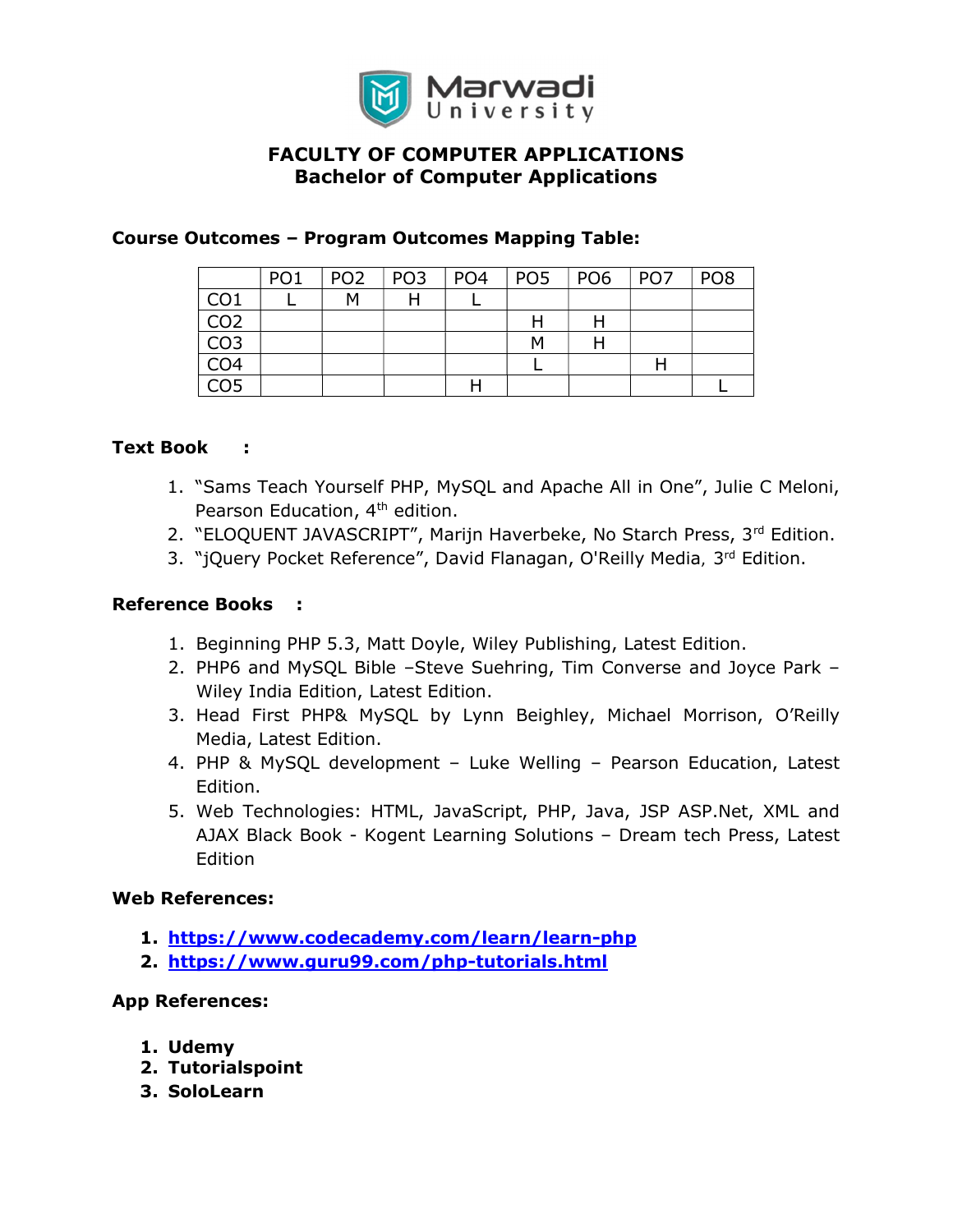# FACULTY OF COMPUTER APPLICATIONS
## Bachelor of Computer Applications

**Course Outcomes – Program Outcomes Mapping Table:**

| | PO1 | PO2 | PO3 | PO4 | PO5 | PO6 | PO7 | PO8 |
|---|---|---|---|---|---|---|---|---|
| CO1 | L | M | H | L | | | | |
| CO2 | | | | | H | H | | |
| CO3 | | | | | M | H | | |
| CO4 | | | | | L | | H | |
| CO5 | | | | H | | | | L |

**Text Book :**

1. "Sams Teach Yourself PHP, MySQL and Apache All in One", Julie C Meloni, Pearson Education, 4th edition.
2. "ELOQUENT JAVASCRIPT", Marijn Haverbeke, No Starch Press, 3rd Edition.
3. "jQuery Pocket Reference", David Flanagan, O'Reilly Media, 3rd Edition.

**Reference Books :**

1. Beginning PHP 5.3, Matt Doyle, Wiley Publishing, Latest Edition.
2. PHP6 and MySQL Bible –Steve Suehring, Tim Converse and Joyce Park – Wiley India Edition, Latest Edition.
3. Head First PHP& MySQL by Lynn Beighley, Michael Morrison, O'Reilly Media, Latest Edition.
4. PHP & MySQL development – Luke Welling – Pearson Education, Latest Edition.
5. Web Technologies: HTML, JavaScript, PHP, Java, JSP ASP.Net, XML and AJAX Black Book - Kogent Learning Solutions – Dream tech Press, Latest Edition

**Web References:**

1. **https://www.codecademy.com/learn/learn-php**
2. **https://www.guru99.com/php-tutorials.html**

**App References:**

1. **Udemy**
2. **Tutorialspoint**
3. **SoloLearn**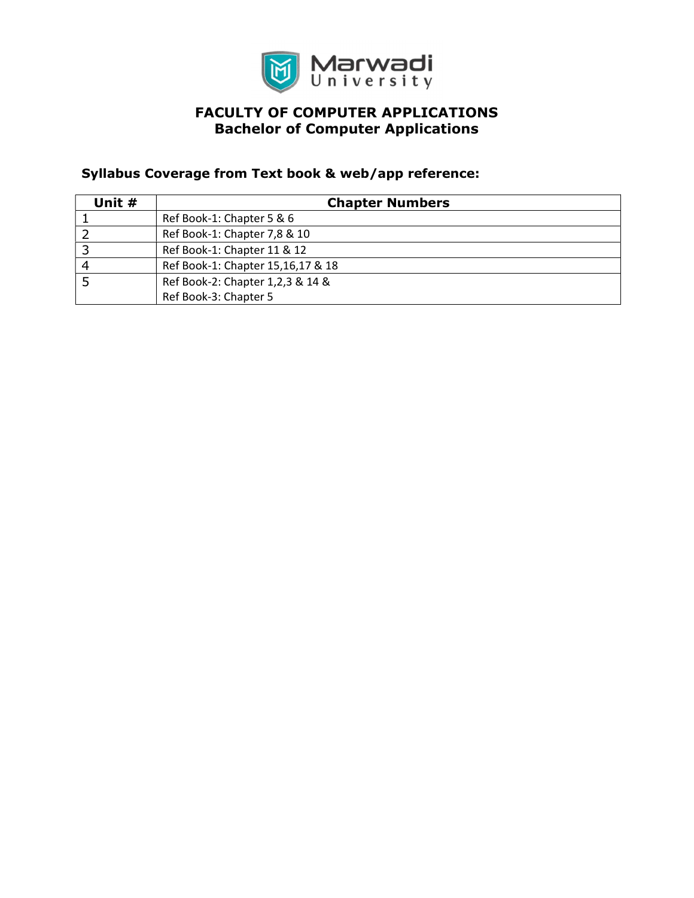# FACULTY OF COMPUTER APPLICATIONS
## Bachelor of Computer Applications

### Syllabus Coverage from Text book & web/app reference:

| Unit # | Chapter Numbers |
| --- | --- |
| 1 | Ref Book-1: Chapter 5 & 6 |
| 2 | Ref Book-1: Chapter 7,8 & 10 |
| 3 | Ref Book-1: Chapter 11 & 12 |
| 4 | Ref Book-1: Chapter 15,16,17 & 18 |
| 5 | Ref Book-2: Chapter 1,2,3 & 14 & Ref Book-3: Chapter 5 |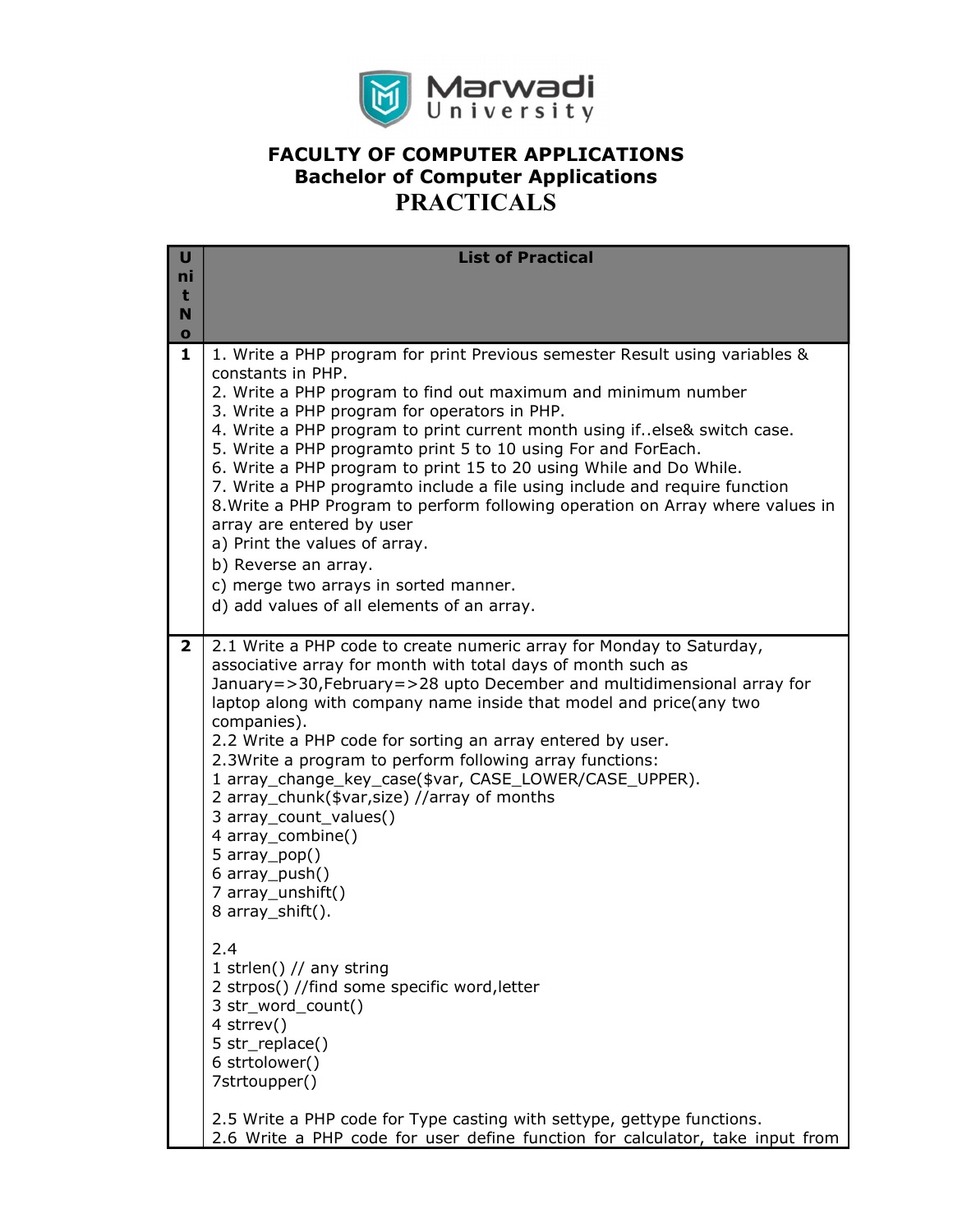**FACULTY OF COMPUTER APPLICATIONS**
**Bachelor of Computer Applications**

# PRACTICALS

| Unit No | List of Practical |
|---|---|
| 1 | 1. Write a PHP program for print Previous semester Result using variables & constants in PHP.<br>2. Write a PHP program to find out maximum and minimum number<br>3. Write a PHP program for operators in PHP.<br>4. Write a PHP program to print current month using if..else& switch case.<br>5. Write a PHP programto print 5 to 10 using For and ForEach.<br>6. Write a PHP program to print 15 to 20 using While and Do While.<br>7. Write a PHP programto include a file using include and require function<br>8.Write a PHP Program to perform following operation on Array where values in array are entered by user<br>a) Print the values of array.<br>b) Reverse an array.<br>c) merge two arrays in sorted manner.<br>d) add values of all elements of an array. |
| 2 | 2.1 Write a PHP code to create numeric array for Monday to Saturday, associative array for month with total days of month such as January=>30,February=>28 upto December and multidimensional array for laptop along with company name inside that model and price(any two companies).<br>2.2 Write a PHP code for sorting an array entered by user.<br>2.3Write a program to perform following array functions:<br>1 array_change_key_case($var, CASE_LOWER/CASE_UPPER).<br>2 array_chunk($var,size) //array of months<br>3 array_count_values()<br>4 array_combine()<br>5 array_pop()<br>6 array_push()<br>7 array_unshift()<br>8 array_shift().<br><br>2.4<br>1 strlen() // any string<br>2 strpos() //find some specific word,letter<br>3 str_word_count()<br>4 strrev()<br>5 str_replace()<br>6 strtolower()<br>7strtoupper()<br><br>2.5 Write a PHP code for Type casting with settype, gettype functions.<br>2.6 Write a PHP code for user define function for calculator, take input from |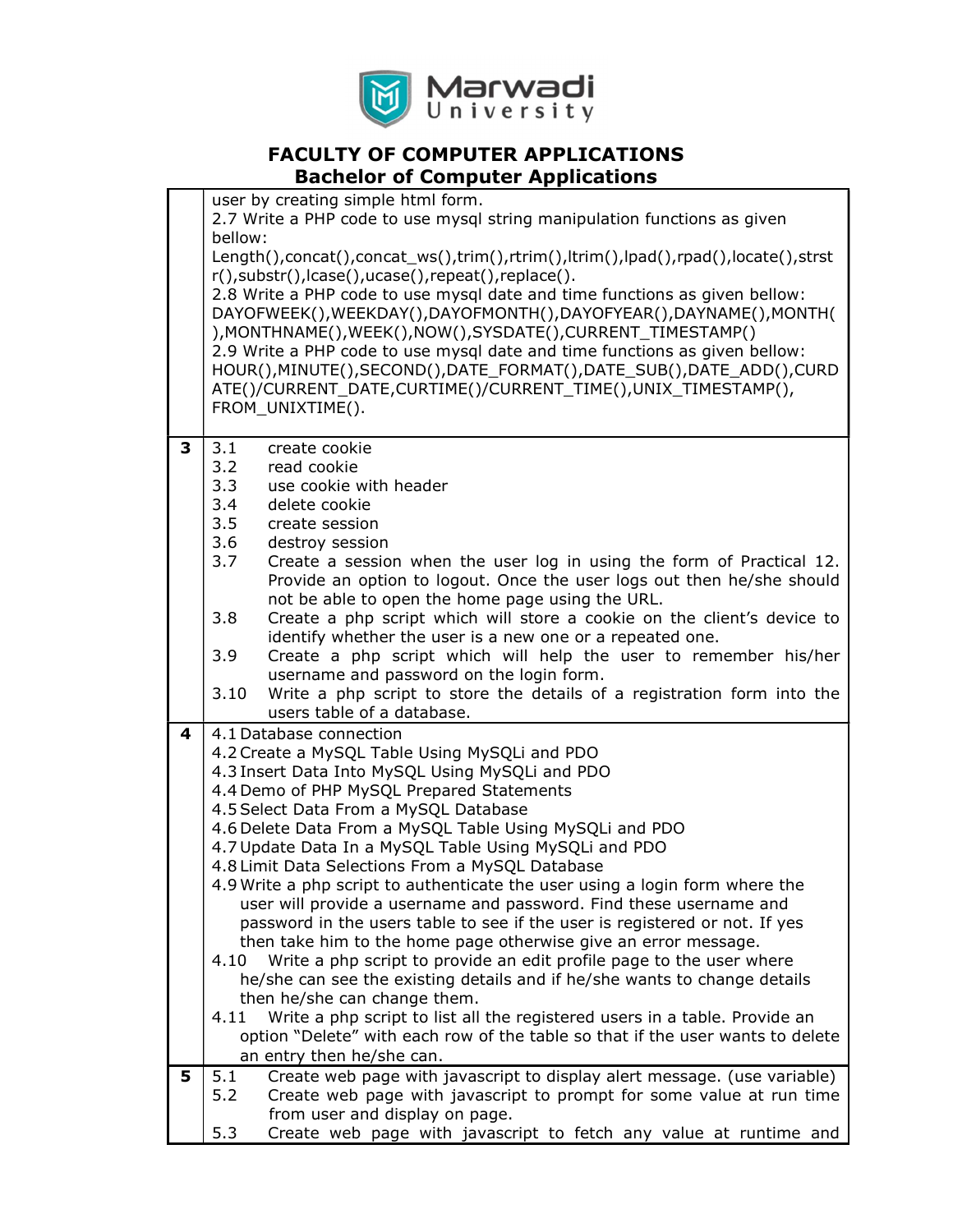# FACULTY OF COMPUTER APPLICATIONS

## Bachelor of Computer Applications

| | |
|---|---|
| | user by creating simple html form.<br>2.7 Write a PHP code to use mysql string manipulation functions as given bellow:<br>Length(),concat(),concat_ws(),trim(),rtrim(),ltrim(),lpad(),rpad(),locate(),strstr(),substr(),lcase(),ucase(),repeat(),replace().<br>2.8 Write a PHP code to use mysql date and time functions as given bellow:<br>DAYOFWEEK(),WEEKDAY(),DAYOFMONTH(),DAYOFYEAR(),DAYNAME(),MONTH(),MONTHNAME(),WEEK(),NOW(),SYSDATE(),CURRENT_TIMESTAMP()<br>2.9 Write a PHP code to use mysql date and time functions as given bellow:<br>HOUR(),MINUTE(),SECOND(),DATE_FORMAT(),DATE_SUB(),DATE_ADD(),CURDATE()/CURRENT_DATE,CURTIME()/CURRENT_TIME(),UNIX_TIMESTAMP(), FROM_UNIXTIME(). |
| **3** | 3.1 create cookie<br>3.2 read cookie<br>3.3 use cookie with header<br>3.4 delete cookie<br>3.5 create session<br>3.6 destroy session<br>3.7 Create a session when the user log in using the form of Practical 12. Provide an option to logout. Once the user logs out then he/she should not be able to open the home page using the URL.<br>3.8 Create a php script which will store a cookie on the client's device to identify whether the user is a new one or a repeated one.<br>3.9 Create a php script which will help the user to remember his/her username and password on the login form.<br>3.10 Write a php script to store the details of a registration form into the users table of a database. |
| **4** | 4.1 Database connection<br>4.2 Create a MySQL Table Using MySQLi and PDO<br>4.3 Insert Data Into MySQL Using MySQLi and PDO<br>4.4 Demo of PHP MySQL Prepared Statements<br>4.5 Select Data From a MySQL Database<br>4.6 Delete Data From a MySQL Table Using MySQLi and PDO<br>4.7 Update Data In a MySQL Table Using MySQLi and PDO<br>4.8 Limit Data Selections From a MySQL Database<br>4.9 Write a php script to authenticate the user using a login form where the user will provide a username and password. Find these username and password in the users table to see if the user is registered or not. If yes then take him to the home page otherwise give an error message.<br>4.10 Write a php script to provide an edit profile page to the user where he/she can see the existing details and if he/she wants to change details then he/she can change them.<br>4.11 Write a php script to list all the registered users in a table. Provide an option "Delete" with each row of the table so that if the user wants to delete an entry then he/she can. |
| **5** | 5.1 Create web page with javascript to display alert message. (use variable)<br>5.2 Create web page with javascript to prompt for some value at run time from user and display on page.<br>5.3 Create web page with javascript to fetch any value at runtime and |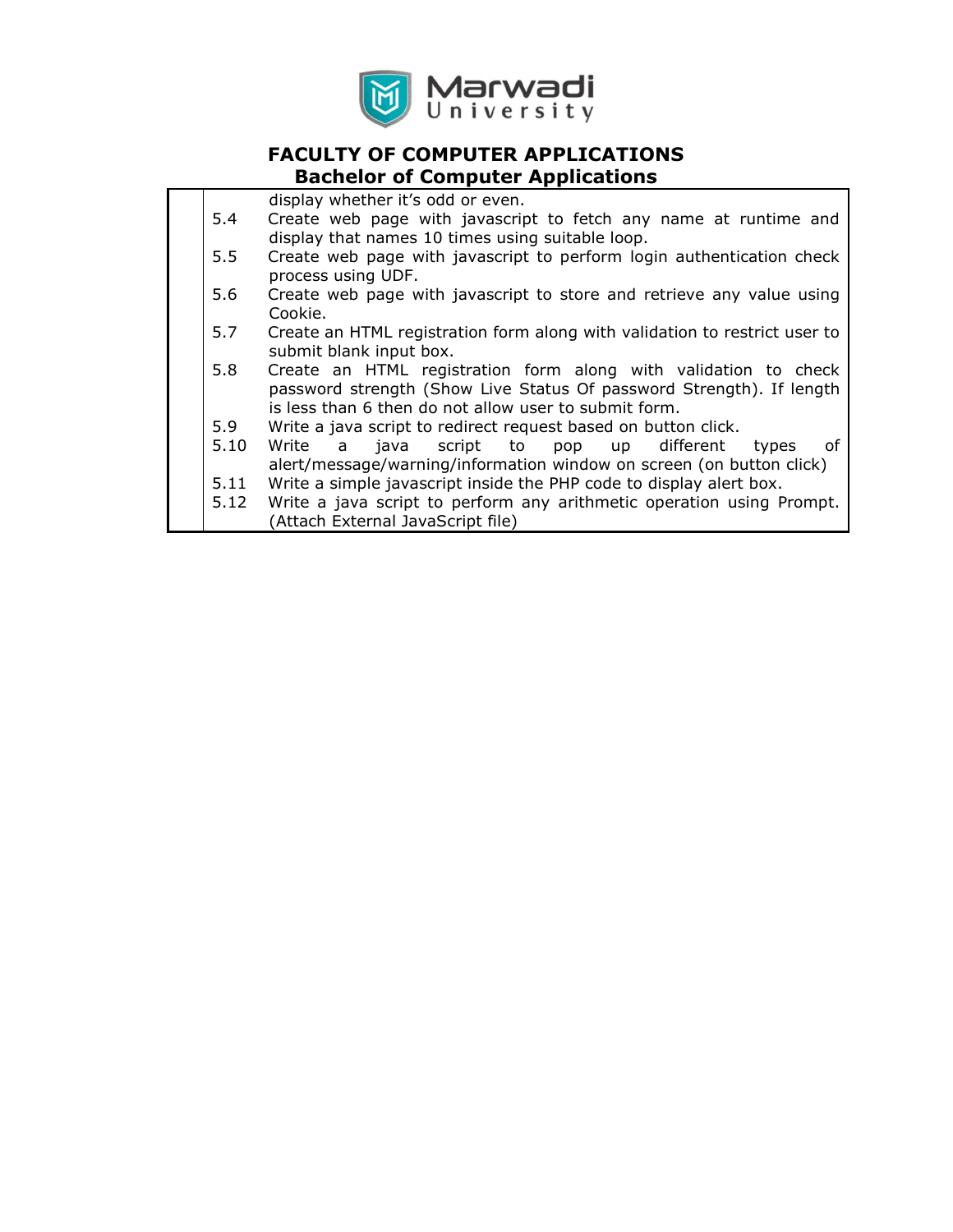# FACULTY OF COMPUTER APPLICATIONS
## Bachelor of Computer Applications

| | | |
|---|---|---|
| | | display whether it's odd or even. |
| | 5.4 | Create web page with javascript to fetch any name at runtime and display that names 10 times using suitable loop. |
| | 5.5 | Create web page with javascript to perform login authentication check process using UDF. |
| | 5.6 | Create web page with javascript to store and retrieve any value using Cookie. |
| | 5.7 | Create an HTML registration form along with validation to restrict user to submit blank input box. |
| | 5.8 | Create an HTML registration form along with validation to check password strength (Show Live Status Of password Strength). If length is less than 6 then do not allow user to submit form. |
| | 5.9 | Write a java script to redirect request based on button click. |
| | 5.10 | Write a java script to pop up different types of alert/message/warning/information window on screen (on button click) |
| | 5.11 | Write a simple javascript inside the PHP code to display alert box. |
| | 5.12 | Write a java script to perform any arithmetic operation using Prompt. (Attach External JavaScript file) |